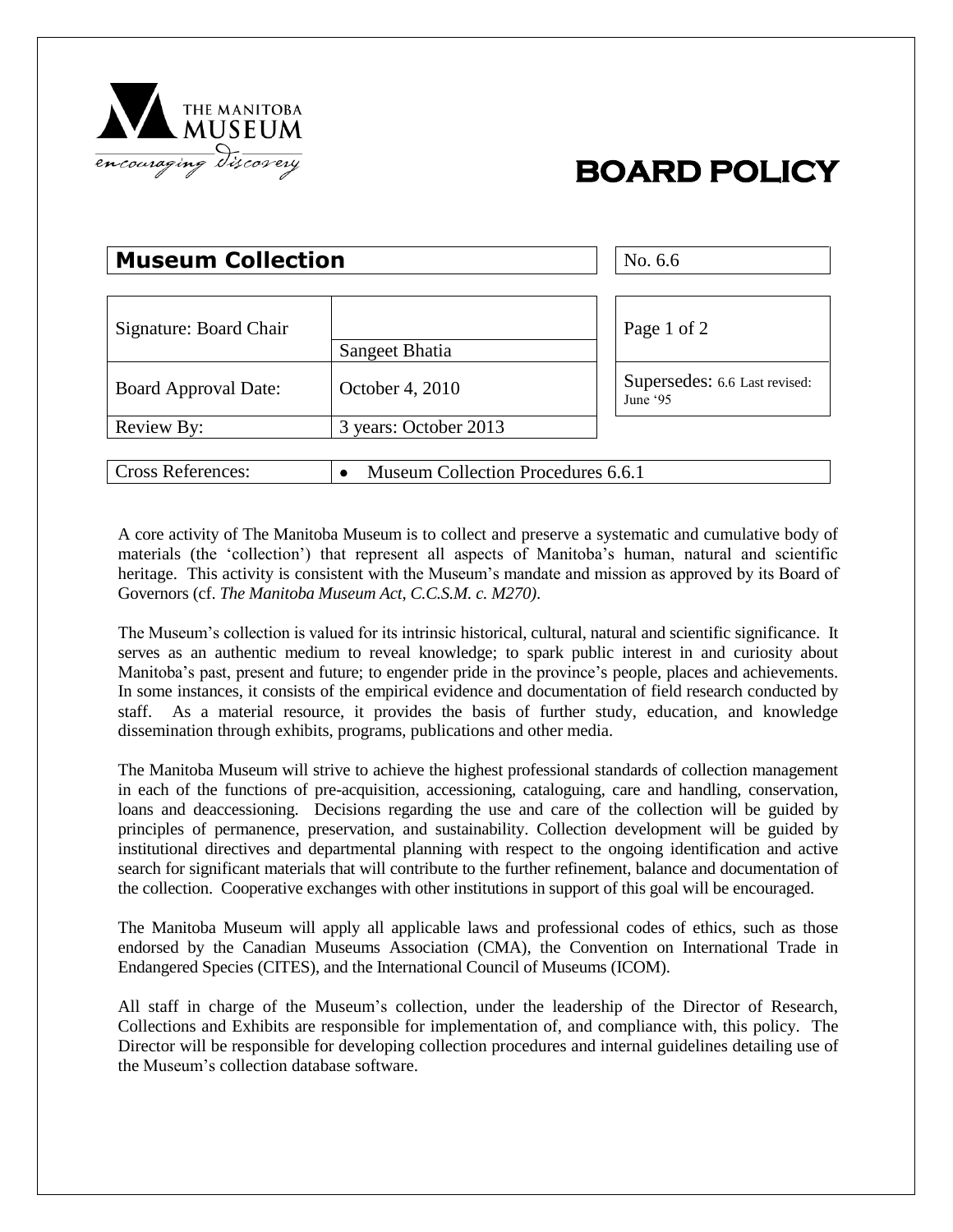THE MANITOBA MUSEUM

*encouraging discovery*

# BOARD POLICY

## Museum Collection

No. 6.6

| | | |
|---|---|---|
| Signature: Board Chair | Sangeet Bhatia | Page 1 of 2 |
| Board Approval Date: | October 4, 2010 | Supersedes: 6.6 Last revised: June '95 |
| Review By: | 3 years: October 2013 | |

| | |
|---|---|
| Cross References: | • Museum Collection Procedures 6.6.1 |

A core activity of The Manitoba Museum is to collect and preserve a systematic and cumulative body of materials (the 'collection') that represent all aspects of Manitoba's human, natural and scientific heritage. This activity is consistent with the Museum's mandate and mission as approved by its Board of Governors (cf. *The Manitoba Museum Act, C.C.S.M. c. M270)*.

The Museum's collection is valued for its intrinsic historical, cultural, natural and scientific significance. It serves as an authentic medium to reveal knowledge; to spark public interest in and curiosity about Manitoba's past, present and future; to engender pride in the province's people, places and achievements. In some instances, it consists of the empirical evidence and documentation of field research conducted by staff. As a material resource, it provides the basis of further study, education, and knowledge dissemination through exhibits, programs, publications and other media.

The Manitoba Museum will strive to achieve the highest professional standards of collection management in each of the functions of pre-acquisition, accessioning, cataloguing, care and handling, conservation, loans and deaccessioning. Decisions regarding the use and care of the collection will be guided by principles of permanence, preservation, and sustainability. Collection development will be guided by institutional directives and departmental planning with respect to the ongoing identification and active search for significant materials that will contribute to the further refinement, balance and documentation of the collection. Cooperative exchanges with other institutions in support of this goal will be encouraged.

The Manitoba Museum will apply all applicable laws and professional codes of ethics, such as those endorsed by the Canadian Museums Association (CMA), the Convention on International Trade in Endangered Species (CITES), and the International Council of Museums (ICOM).

All staff in charge of the Museum's collection, under the leadership of the Director of Research, Collections and Exhibits are responsible for implementation of, and compliance with, this policy. The Director will be responsible for developing collection procedures and internal guidelines detailing use of the Museum's collection database software.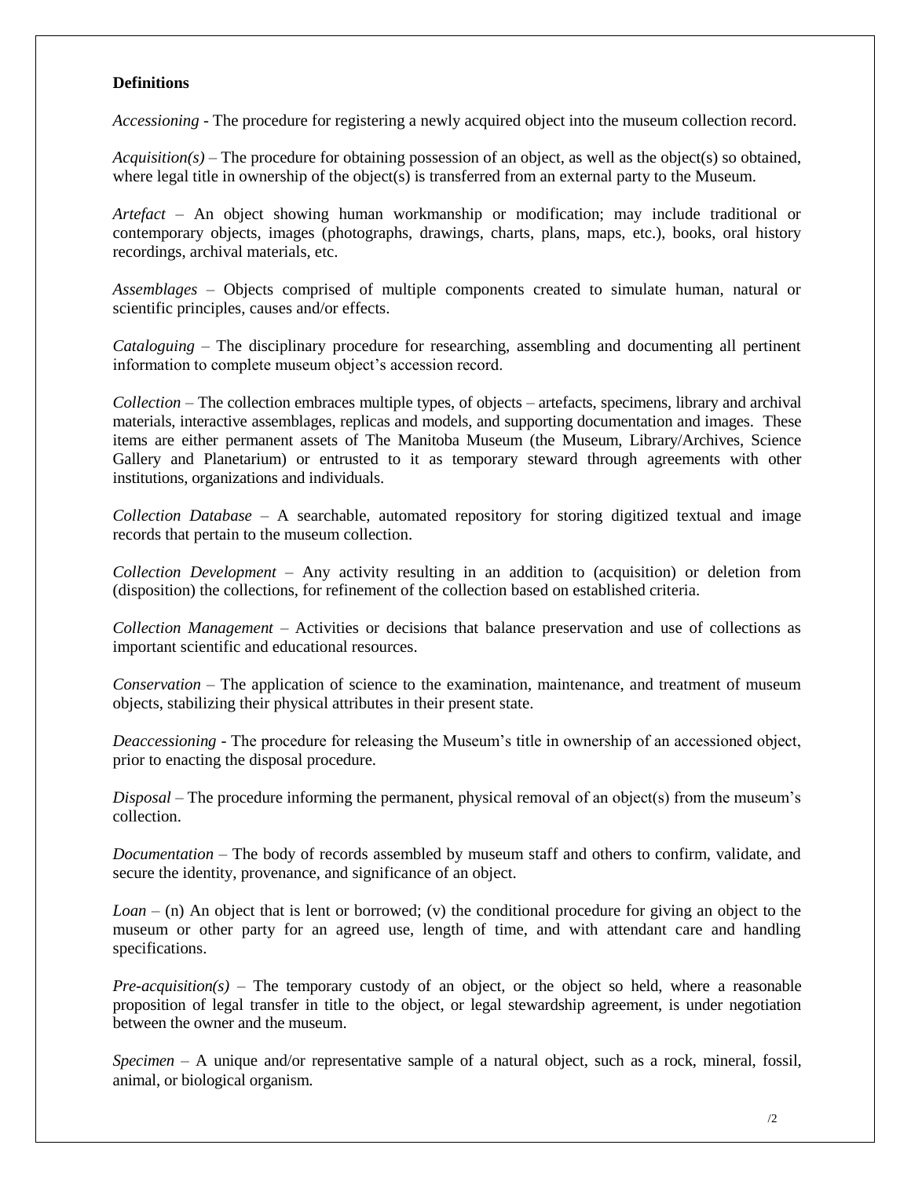**Definitions**

*Accessioning* - The procedure for registering a newly acquired object into the museum collection record.

*Acquisition(s)* – The procedure for obtaining possession of an object, as well as the object(s) so obtained, where legal title in ownership of the object(s) is transferred from an external party to the Museum.

*Artefact* – An object showing human workmanship or modification; may include traditional or contemporary objects, images (photographs, drawings, charts, plans, maps, etc.), books, oral history recordings, archival materials, etc.

*Assemblages* – Objects comprised of multiple components created to simulate human, natural or scientific principles, causes and/or effects.

*Cataloguing* – The disciplinary procedure for researching, assembling and documenting all pertinent information to complete museum object's accession record.

*Collection* – The collection embraces multiple types, of objects – artefacts, specimens, library and archival materials, interactive assemblages, replicas and models, and supporting documentation and images. These items are either permanent assets of The Manitoba Museum (the Museum, Library/Archives, Science Gallery and Planetarium) or entrusted to it as temporary steward through agreements with other institutions, organizations and individuals.

*Collection Database* – A searchable, automated repository for storing digitized textual and image records that pertain to the museum collection.

*Collection Development* – Any activity resulting in an addition to (acquisition) or deletion from (disposition) the collections, for refinement of the collection based on established criteria.

*Collection Management* – Activities or decisions that balance preservation and use of collections as important scientific and educational resources.

*Conservation* – The application of science to the examination, maintenance, and treatment of museum objects, stabilizing their physical attributes in their present state.

*Deaccessioning* - The procedure for releasing the Museum's title in ownership of an accessioned object, prior to enacting the disposal procedure.

*Disposal* – The procedure informing the permanent, physical removal of an object(s) from the museum's collection.

*Documentation* – The body of records assembled by museum staff and others to confirm, validate, and secure the identity, provenance, and significance of an object.

*Loan* – (n) An object that is lent or borrowed; (v) the conditional procedure for giving an object to the museum or other party for an agreed use, length of time, and with attendant care and handling specifications.

*Pre-acquisition(s)* – The temporary custody of an object, or the object so held, where a reasonable proposition of legal transfer in title to the object, or legal stewardship agreement, is under negotiation between the owner and the museum.

*Specimen* – A unique and/or representative sample of a natural object, such as a rock, mineral, fossil, animal, or biological organism.